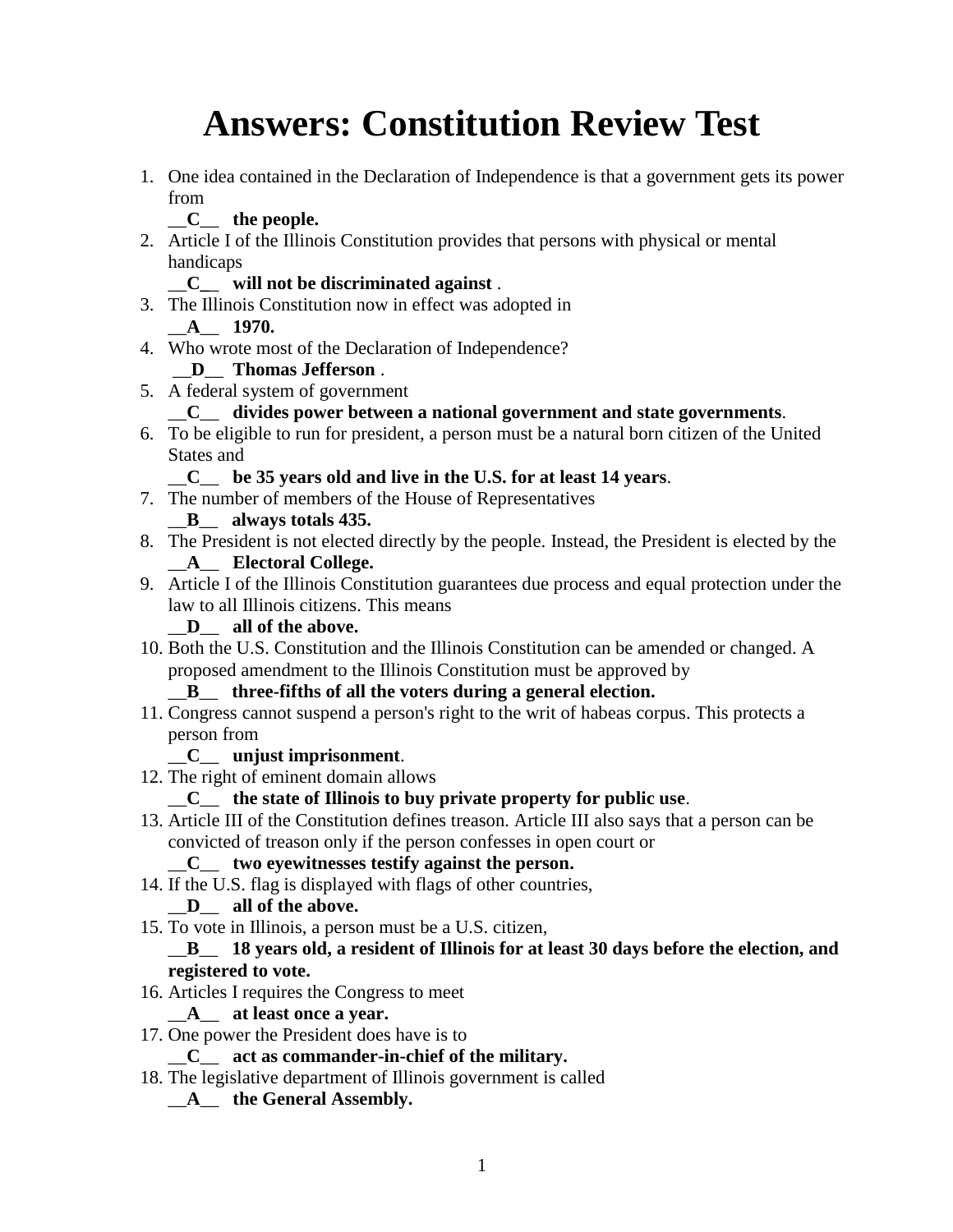# Answers: Constitution Review Test

1. One idea contained in the Declaration of Independence is that a government gets its power from
   **__C__ the people.**
2. Article I of the Illinois Constitution provides that persons with physical or mental handicaps
   **__C__ will not be discriminated against** .
3. The Illinois Constitution now in effect was adopted in
   **__A__ 1970.**
4. Who wrote most of the Declaration of Independence?
   **__D__ Thomas Jefferson** .
5. A federal system of government
   **__C__ divides power between a national government and state governments**.
6. To be eligible to run for president, a person must be a natural born citizen of the United States and
   **__C__ be 35 years old and live in the U.S. for at least 14 years**.
7. The number of members of the House of Representatives
   **__B__ always totals 435.**
8. The President is not elected directly by the people. Instead, the President is elected by the
   **__A__ Electoral College.**
9. Article I of the Illinois Constitution guarantees due process and equal protection under the law to all Illinois citizens. This means
   **__D__ all of the above.**
10. Both the U.S. Constitution and the Illinois Constitution can be amended or changed. A proposed amendment to the Illinois Constitution must be approved by
    **__B__ three-fifths of all the voters during a general election.**
11. Congress cannot suspend a person's right to the writ of habeas corpus. This protects a person from
    **__C__ unjust imprisonment**.
12. The right of eminent domain allows
    **__C__ the state of Illinois to buy private property for public use**.
13. Article III of the Constitution defines treason. Article III also says that a person can be convicted of treason only if the person confesses in open court or
    **__C__ two eyewitnesses testify against the person.**
14. If the U.S. flag is displayed with flags of other countries,
    **__D__ all of the above.**
15. To vote in Illinois, a person must be a U.S. citizen,
    **__B__ 18 years old, a resident of Illinois for at least 30 days before the election, and registered to vote.**
16. Articles I requires the Congress to meet
    **__A__ at least once a year.**
17. One power the President does have is to
    **__C__ act as commander-in-chief of the military.**
18. The legislative department of Illinois government is called
    **__A__ the General Assembly.**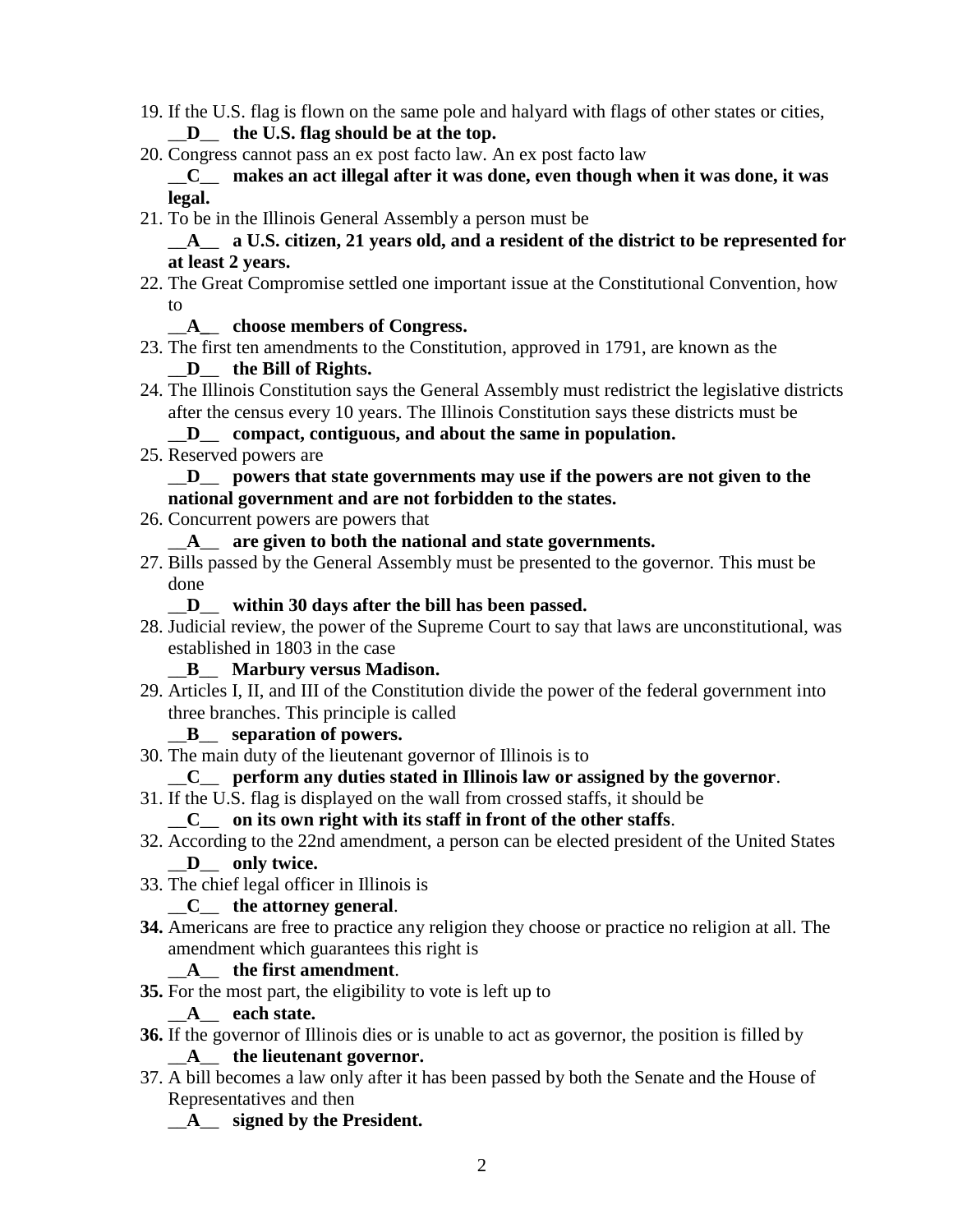19. If the U.S. flag is flown on the same pole and halyard with flags of other states or cities,
    __D__ **the U.S. flag should be at the top.**
20. Congress cannot pass an ex post facto law. An ex post facto law
    __C__ **makes an act illegal after it was done, even though when it was done, it was legal.**
21. To be in the Illinois General Assembly a person must be
    __A__ **a U.S. citizen, 21 years old, and a resident of the district to be represented for at least 2 years.**
22. The Great Compromise settled one important issue at the Constitutional Convention, how to
    __A__ **choose members of Congress.**
23. The first ten amendments to the Constitution, approved in 1791, are known as the
    __D__ **the Bill of Rights.**
24. The Illinois Constitution says the General Assembly must redistrict the legislative districts after the census every 10 years. The Illinois Constitution says these districts must be
    __D__ **compact, contiguous, and about the same in population.**
25. Reserved powers are
    __D__ **powers that state governments may use if the powers are not given to the national government and are not forbidden to the states.**
26. Concurrent powers are powers that
    __A__ **are given to both the national and state governments.**
27. Bills passed by the General Assembly must be presented to the governor. This must be done
    __D__ **within 30 days after the bill has been passed.**
28. Judicial review, the power of the Supreme Court to say that laws are unconstitutional, was established in 1803 in the case
    __B__ **Marbury versus Madison.**
29. Articles I, II, and III of the Constitution divide the power of the federal government into three branches. This principle is called
    __B__ **separation of powers.**
30. The main duty of the lieutenant governor of Illinois is to
    __C__ **perform any duties stated in Illinois law or assigned by the governor**.
31. If the U.S. flag is displayed on the wall from crossed staffs, it should be
    __C__ **on its own right with its staff in front of the other staffs**.
32. According to the 22nd amendment, a person can be elected president of the United States
    __D__ **only twice.**
33. The chief legal officer in Illinois is
    __C__ **the attorney general**.
34. Americans are free to practice any religion they choose or practice no religion at all. The amendment which guarantees this right is
    __A__ **the first amendment**.
35. For the most part, the eligibility to vote is left up to
    __A__ **each state.**
36. If the governor of Illinois dies or is unable to act as governor, the position is filled by
    __A__ **the lieutenant governor.**
37. A bill becomes a law only after it has been passed by both the Senate and the House of Representatives and then
    __A__ **signed by the President.**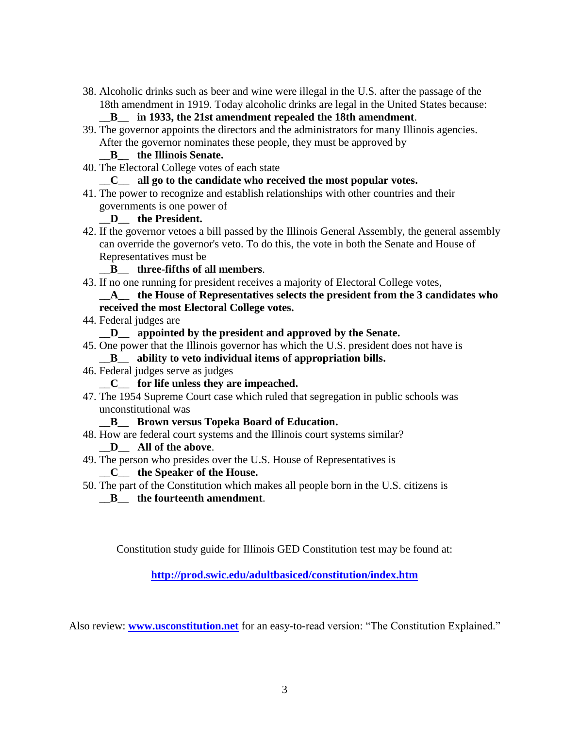38. Alcoholic drinks such as beer and wine were illegal in the U.S. after the passage of the 18th amendment in 1919. Today alcoholic drinks are legal in the United States because:
    __**B**__ **in 1933, the 21st amendment repealed the 18th amendment**.
39. The governor appoints the directors and the administrators for many Illinois agencies. After the governor nominates these people, they must be approved by
    __**B**__ **the Illinois Senate.**
40. The Electoral College votes of each state
    __**C**__ **all go to the candidate who received the most popular votes.**
41. The power to recognize and establish relationships with other countries and their governments is one power of
    __**D**__ **the President.**
42. If the governor vetoes a bill passed by the Illinois General Assembly, the general assembly can override the governor's veto. To do this, the vote in both the Senate and House of Representatives must be
    __**B**__ **three-fifths of all members**.
43. If no one running for president receives a majority of Electoral College votes,
    __**A**__ **the House of Representatives selects the president from the 3 candidates who received the most Electoral College votes.**
44. Federal judges are
    __**D**__ **appointed by the president and approved by the Senate.**
45. One power that the Illinois governor has which the U.S. president does not have is
    __**B**__ **ability to veto individual items of appropriation bills.**
46. Federal judges serve as judges
    __**C**__ **for life unless they are impeached.**
47. The 1954 Supreme Court case which ruled that segregation in public schools was unconstitutional was
    __**B**__ **Brown versus Topeka Board of Education.**
48. How are federal court systems and the Illinois court systems similar?
    __**D**__ **All of the above**.
49. The person who presides over the U.S. House of Representatives is
    __**C**__ **the Speaker of the House.**
50. The part of the Constitution which makes all people born in the U.S. citizens is
    __**B**__ **the fourteenth amendment**.

Constitution study guide for Illinois GED Constitution test may be found at:

**http://prod.swic.edu/adultbasiced/constitution/index.htm**

Also review: **www.usconstitution.net** for an easy-to-read version: "The Constitution Explained."